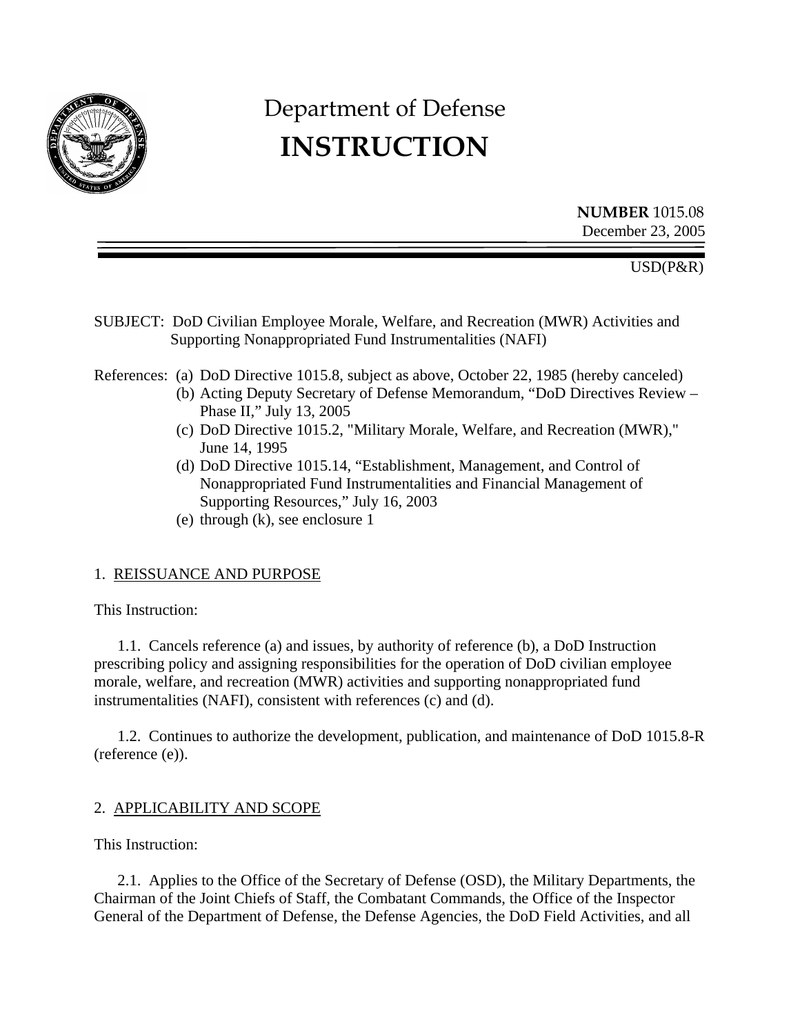# Department of Defense
# INSTRUCTION

**NUMBER** 1015.08
December 23, 2005

USD(P&R)

SUBJECT: DoD Civilian Employee Morale, Welfare, and Recreation (MWR) Activities and Supporting Nonappropriated Fund Instrumentalities (NAFI)

References:
(a) DoD Directive 1015.8, subject as above, October 22, 1985 (hereby canceled)
(b) Acting Deputy Secretary of Defense Memorandum, "DoD Directives Review – Phase II," July 13, 2005
(c) DoD Directive 1015.2, "Military Morale, Welfare, and Recreation (MWR)," June 14, 1995
(d) DoD Directive 1015.14, "Establishment, Management, and Control of Nonappropriated Fund Instrumentalities and Financial Management of Supporting Resources," July 16, 2003
(e) through (k), see enclosure 1

## 1. REISSUANCE AND PURPOSE

This Instruction:

1.1. Cancels reference (a) and issues, by authority of reference (b), a DoD Instruction prescribing policy and assigning responsibilities for the operation of DoD civilian employee morale, welfare, and recreation (MWR) activities and supporting nonappropriated fund instrumentalities (NAFI), consistent with references (c) and (d).

1.2. Continues to authorize the development, publication, and maintenance of DoD 1015.8-R (reference (e)).

## 2. APPLICABILITY AND SCOPE

This Instruction:

2.1. Applies to the Office of the Secretary of Defense (OSD), the Military Departments, the Chairman of the Joint Chiefs of Staff, the Combatant Commands, the Office of the Inspector General of the Department of Defense, the Defense Agencies, the DoD Field Activities, and all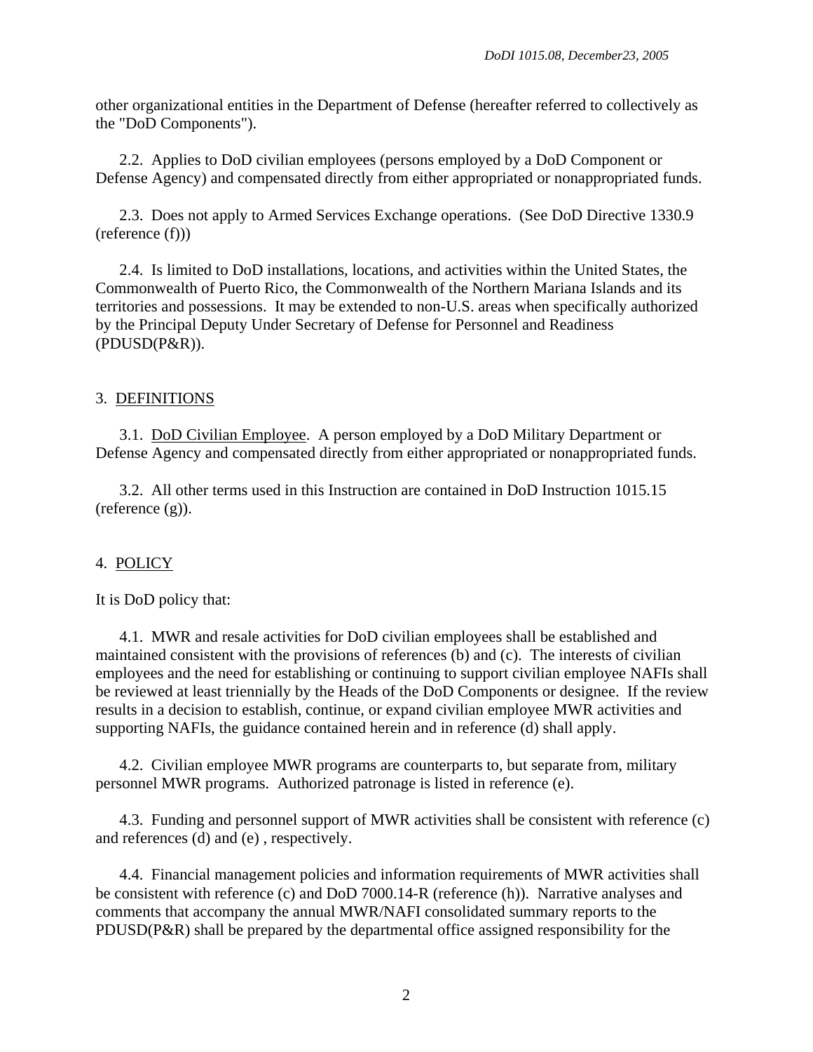other organizational entities in the Department of Defense (hereafter referred to collectively as the "DoD Components").

2.2. Applies to DoD civilian employees (persons employed by a DoD Component or Defense Agency) and compensated directly from either appropriated or nonappropriated funds.

2.3. Does not apply to Armed Services Exchange operations. (See DoD Directive 1330.9 (reference (f)))

2.4. Is limited to DoD installations, locations, and activities within the United States, the Commonwealth of Puerto Rico, the Commonwealth of the Northern Mariana Islands and its territories and possessions. It may be extended to non-U.S. areas when specifically authorized by the Principal Deputy Under Secretary of Defense for Personnel and Readiness (PDUSD(P&R)).

## 3. DEFINITIONS

3.1. DoD Civilian Employee. A person employed by a DoD Military Department or Defense Agency and compensated directly from either appropriated or nonappropriated funds.

3.2. All other terms used in this Instruction are contained in DoD Instruction 1015.15 (reference (g)).

## 4. POLICY

It is DoD policy that:

4.1. MWR and resale activities for DoD civilian employees shall be established and maintained consistent with the provisions of references (b) and (c). The interests of civilian employees and the need for establishing or continuing to support civilian employee NAFIs shall be reviewed at least triennially by the Heads of the DoD Components or designee. If the review results in a decision to establish, continue, or expand civilian employee MWR activities and supporting NAFIs, the guidance contained herein and in reference (d) shall apply.

4.2. Civilian employee MWR programs are counterparts to, but separate from, military personnel MWR programs. Authorized patronage is listed in reference (e).

4.3. Funding and personnel support of MWR activities shall be consistent with reference (c) and references (d) and (e) , respectively.

4.4. Financial management policies and information requirements of MWR activities shall be consistent with reference (c) and DoD 7000.14-R (reference (h)). Narrative analyses and comments that accompany the annual MWR/NAFI consolidated summary reports to the PDUSD(P&R) shall be prepared by the departmental office assigned responsibility for the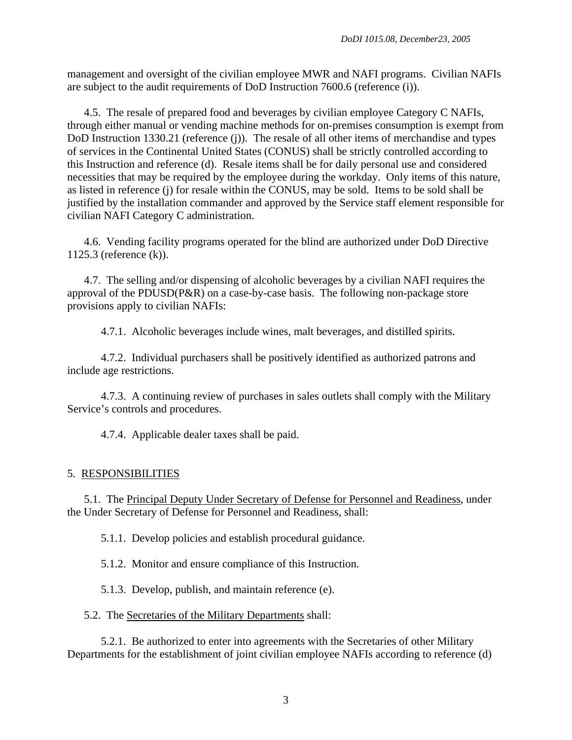management and oversight of the civilian employee MWR and NAFI programs. Civilian NAFIs are subject to the audit requirements of DoD Instruction 7600.6 (reference (i)).

4.5. The resale of prepared food and beverages by civilian employee Category C NAFIs, through either manual or vending machine methods for on-premises consumption is exempt from DoD Instruction 1330.21 (reference (j)). The resale of all other items of merchandise and types of services in the Continental United States (CONUS) shall be strictly controlled according to this Instruction and reference (d). Resale items shall be for daily personal use and considered necessities that may be required by the employee during the workday. Only items of this nature, as listed in reference (j) for resale within the CONUS, may be sold. Items to be sold shall be justified by the installation commander and approved by the Service staff element responsible for civilian NAFI Category C administration.

4.6. Vending facility programs operated for the blind are authorized under DoD Directive 1125.3 (reference (k)).

4.7. The selling and/or dispensing of alcoholic beverages by a civilian NAFI requires the approval of the PDUSD(P&R) on a case-by-case basis. The following non-package store provisions apply to civilian NAFIs:

4.7.1. Alcoholic beverages include wines, malt beverages, and distilled spirits.

4.7.2. Individual purchasers shall be positively identified as authorized patrons and include age restrictions.

4.7.3. A continuing review of purchases in sales outlets shall comply with the Military Service's controls and procedures.

4.7.4. Applicable dealer taxes shall be paid.

## 5. RESPONSIBILITIES

5.1. The Principal Deputy Under Secretary of Defense for Personnel and Readiness, under the Under Secretary of Defense for Personnel and Readiness, shall:

5.1.1. Develop policies and establish procedural guidance.

5.1.2. Monitor and ensure compliance of this Instruction.

5.1.3. Develop, publish, and maintain reference (e).

5.2. The Secretaries of the Military Departments shall:

5.2.1. Be authorized to enter into agreements with the Secretaries of other Military Departments for the establishment of joint civilian employee NAFIs according to reference (d)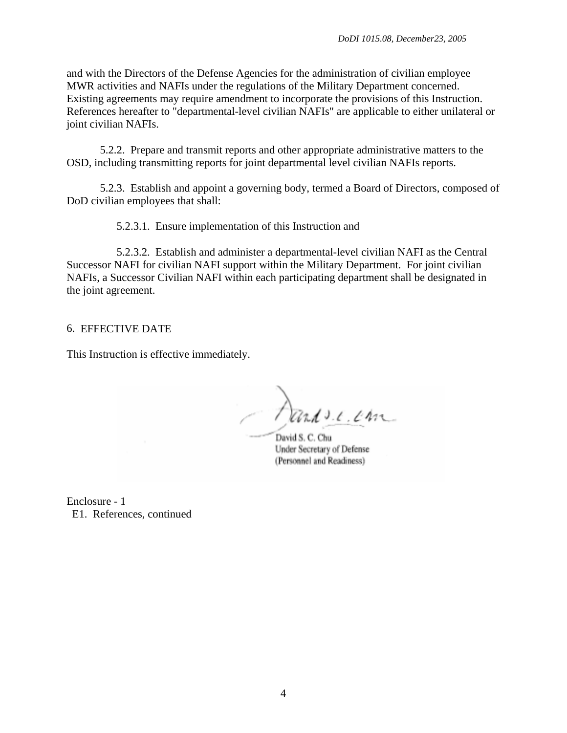and with the Directors of the Defense Agencies for the administration of civilian employee MWR activities and NAFIs under the regulations of the Military Department concerned. Existing agreements may require amendment to incorporate the provisions of this Instruction. References hereafter to "departmental-level civilian NAFIs" are applicable to either unilateral or joint civilian NAFIs.

5.2.2. Prepare and transmit reports and other appropriate administrative matters to the OSD, including transmitting reports for joint departmental level civilian NAFIs reports.

5.2.3. Establish and appoint a governing body, termed a Board of Directors, composed of DoD civilian employees that shall:

5.2.3.1. Ensure implementation of this Instruction and

5.2.3.2. Establish and administer a departmental-level civilian NAFI as the Central Successor NAFI for civilian NAFI support within the Military Department. For joint civilian NAFIs, a Successor Civilian NAFI within each participating department shall be designated in the joint agreement.

## 6. EFFECTIVE DATE

This Instruction is effective immediately.

David S. C. Chu
Under Secretary of Defense
(Personnel and Readiness)

Enclosure - 1
E1. References, continued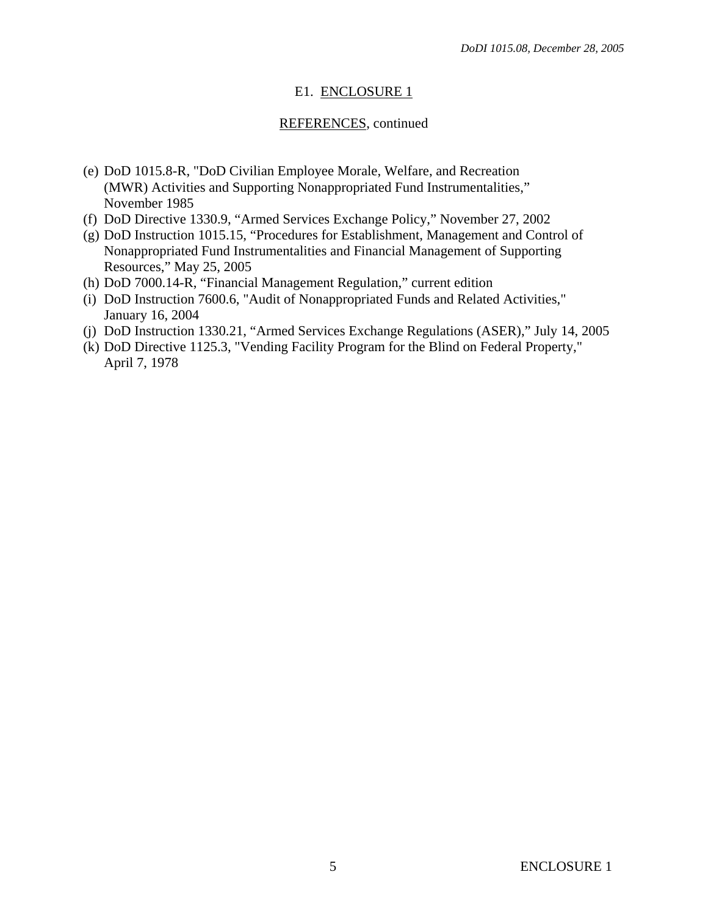## E1. ENCLOSURE 1

### REFERENCES, continued

(e) DoD 1015.8-R, "DoD Civilian Employee Morale, Welfare, and Recreation (MWR) Activities and Supporting Nonappropriated Fund Instrumentalities," November 1985

(f) DoD Directive 1330.9, "Armed Services Exchange Policy," November 27, 2002

(g) DoD Instruction 1015.15, "Procedures for Establishment, Management and Control of Nonappropriated Fund Instrumentalities and Financial Management of Supporting Resources," May 25, 2005

(h) DoD 7000.14-R, "Financial Management Regulation," current edition

(i) DoD Instruction 7600.6, "Audit of Nonappropriated Funds and Related Activities," January 16, 2004

(j) DoD Instruction 1330.21, "Armed Services Exchange Regulations (ASER)," July 14, 2005

(k) DoD Directive 1125.3, "Vending Facility Program for the Blind on Federal Property," April 7, 1978